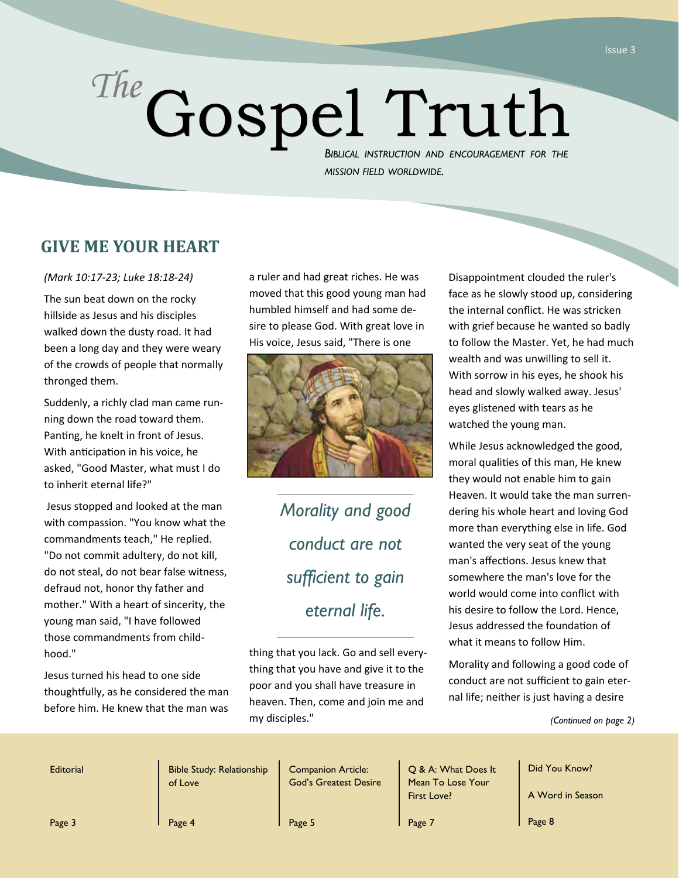# *The* Gospel Truth

*BIBLICAL INSTRUCTION AND ENCOURAGEMENT FOR THE MISSION FIELD WORLDWIDE.*

## GIVE ME YOUR HEART

*(Mark 10:17-23; Luke 18:18-24)*

The sun beat down on the rocky hillside as Jesus and his disciples walked down the dusty road. It had been a long day and they were weary of the crowds of people that normally thronged them.

Suddenly, a richly clad man came running down the road toward them. Panting, he knelt in front of Jesus. With anticipation in his voice, he asked, "Good Master, what must I do to inherit eternal life?"

Jesus stopped and looked at the man with compassion. "You know what the commandments teach," He replied. "Do not commit adultery, do not kill, do not steal, do not bear false witness, defraud not, honor thy father and mother." With a heart of sincerity, the young man said, "I have followed those commandments from childhood."

Jesus turned his head to one side thoughtfully, as he considered the man before him. He knew that the man was a ruler and had great riches. He was moved that this good young man had humbled himself and had some desire to please God. With great love in His voice, Jesus said, "There is one thing that you lack. Go and sell everything that you have and give it to the poor and you shall have treasure in heaven. Then, come and join me and my disciples."

> *Morality and good conduct are not sufficient to gain eternal life.*

Disappointment clouded the ruler's face as he slowly stood up, considering the internal conflict. He was stricken with grief because he wanted so badly to follow the Master. Yet, he had much wealth and was unwilling to sell it. With sorrow in his eyes, he shook his head and slowly walked away. Jesus' eyes glistened with tears as he watched the young man.

While Jesus acknowledged the good, moral qualities of this man, He knew they would not enable him to gain Heaven. It would take the man surrendering his whole heart and loving God more than everything else in life. God wanted the very seat of the young man's affections. Jesus knew that somewhere the man's love for the world would come into conflict with his desire to follow the Lord. Hence, Jesus addressed the foundation of what it means to follow Him.

Morality and following a good code of conduct are not sufficient to gain eternal life; neither is just having a desire

*(Continued on page 2)*

| | |
|---|---|
| Editorial | Page 3 |
| Bible Study: Relationship of Love | Page 4 |
| Companion Article: God's Greatest Desire | Page 5 |
| Q & A: What Does It Mean To Lose Your First Love? | Page 7 |
| Did You Know? A Word in Season | Page 8 |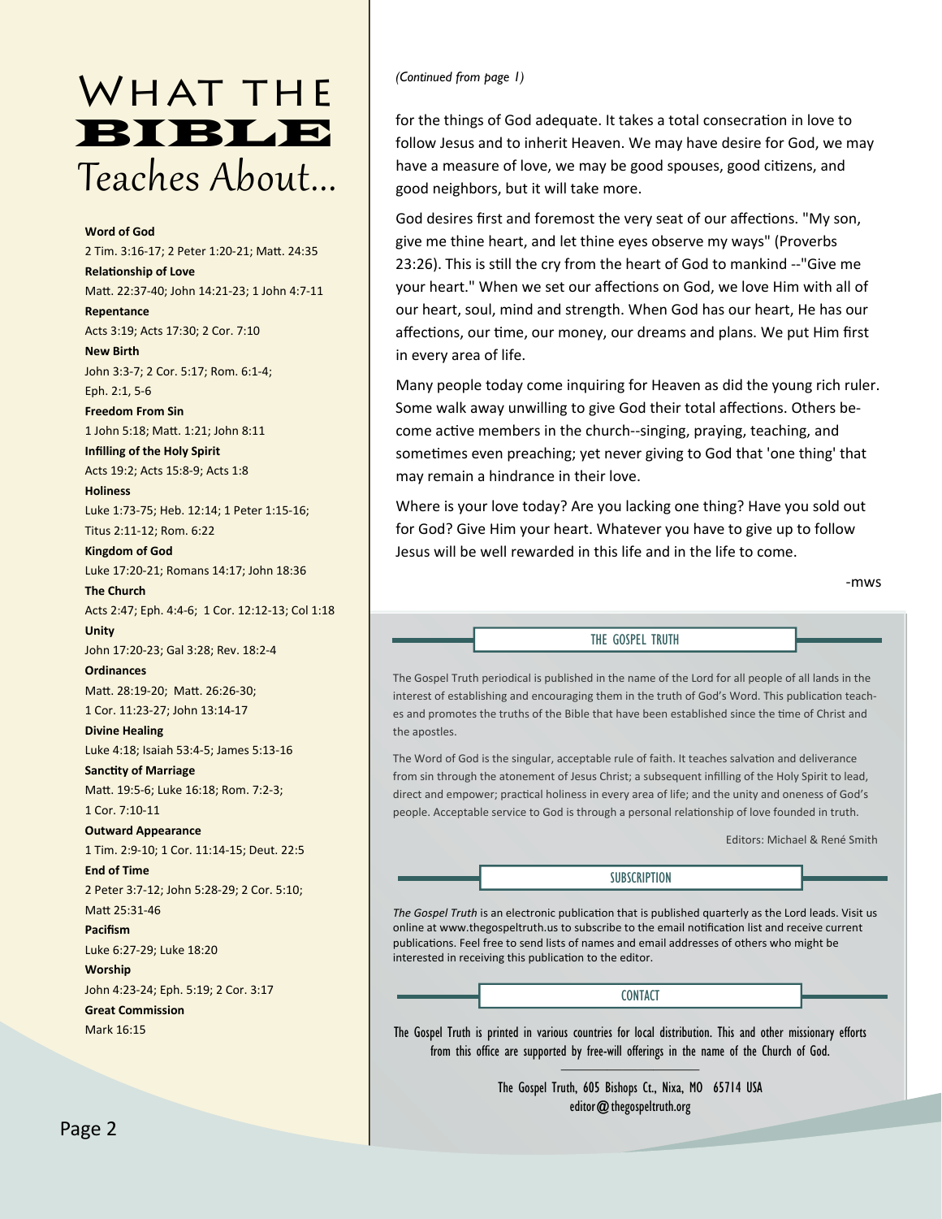# What the Bible Teaches About...

**Word of God**
2 Tim. 3:16-17; 2 Peter 1:20-21; Matt. 24:35

**Relationship of Love**
Matt. 22:37-40; John 14:21-23; 1 John 4:7-11

**Repentance**
Acts 3:19; Acts 17:30; 2 Cor. 7:10

**New Birth**
John 3:3-7; 2 Cor. 5:17; Rom. 6:1-4; Eph. 2:1, 5-6

**Freedom From Sin**
1 John 5:18; Matt. 1:21; John 8:11

**Infilling of the Holy Spirit**
Acts 19:2; Acts 15:8-9; Acts 1:8

**Holiness**
Luke 1:73-75; Heb. 12:14; 1 Peter 1:15-16; Titus 2:11-12; Rom. 6:22

**Kingdom of God**
Luke 17:20-21; Romans 14:17; John 18:36

**The Church**
Acts 2:47; Eph. 4:4-6; 1 Cor. 12:12-13; Col 1:18

**Unity**
John 17:20-23; Gal 3:28; Rev. 18:2-4

**Ordinances**
Matt. 28:19-20; Matt. 26:26-30; 1 Cor. 11:23-27; John 13:14-17

**Divine Healing**
Luke 4:18; Isaiah 53:4-5; James 5:13-16

**Sanctity of Marriage**
Matt. 19:5-6; Luke 16:18; Rom. 7:2-3; 1 Cor. 7:10-11

**Outward Appearance**
1 Tim. 2:9-10; 1 Cor. 11:14-15; Deut. 22:5

**End of Time**
2 Peter 3:7-12; John 5:28-29; 2 Cor. 5:10; Matt 25:31-46

**Pacifism**
Luke 6:27-29; Luke 18:20

**Worship**
John 4:23-24; Eph. 5:19; 2 Cor. 3:17

**Great Commission**
Mark 16:15

*(Continued from page 1)*

for the things of God adequate. It takes a total consecration in love to follow Jesus and to inherit Heaven. We may have desire for God, we may have a measure of love, we may be good spouses, good citizens, and good neighbors, but it will take more.

God desires first and foremost the very seat of our affections. "My son, give me thine heart, and let thine eyes observe my ways" (Proverbs 23:26). This is still the cry from the heart of God to mankind --"Give me your heart." When we set our affections on God, we love Him with all of our heart, soul, mind and strength. When God has our heart, He has our affections, our time, our money, our dreams and plans. We put Him first in every area of life.

Many people today come inquiring for Heaven as did the young rich ruler. Some walk away unwilling to give God their total affections. Others become active members in the church--singing, praying, teaching, and sometimes even preaching; yet never giving to God that 'one thing' that may remain a hindrance in their love.

Where is your love today? Are you lacking one thing? Have you sold out for God? Give Him your heart. Whatever you have to give up to follow Jesus will be well rewarded in this life and in the life to come.

-mws

## The Gospel Truth

The Gospel Truth periodical is published in the name of the Lord for all people of all lands in the interest of establishing and encouraging them in the truth of God's Word. This publication teaches and promotes the truths of the Bible that have been established since the time of Christ and the apostles.

The Word of God is the singular, acceptable rule of faith. It teaches salvation and deliverance from sin through the atonement of Jesus Christ; a subsequent infilling of the Holy Spirit to lead, direct and empower; practical holiness in every area of life; and the unity and oneness of God's people. Acceptable service to God is through a personal relationship of love founded in truth.

Editors: Michael & René Smith

## Subscription

*The Gospel Truth* is an electronic publication that is published quarterly as the Lord leads. Visit us online at www.thegospeltruth.us to subscribe to the email notification list and receive current publications. Feel free to send lists of names and email addresses of others who might be interested in receiving this publication to the editor.

## Contact

The Gospel Truth is printed in various countries for local distribution. This and other missionary efforts from this office are supported by free-will offerings in the name of the Church of God.

The Gospel Truth, 605 Bishops Ct., Nixa, MO 65714 USA
editor@thegospeltruth.org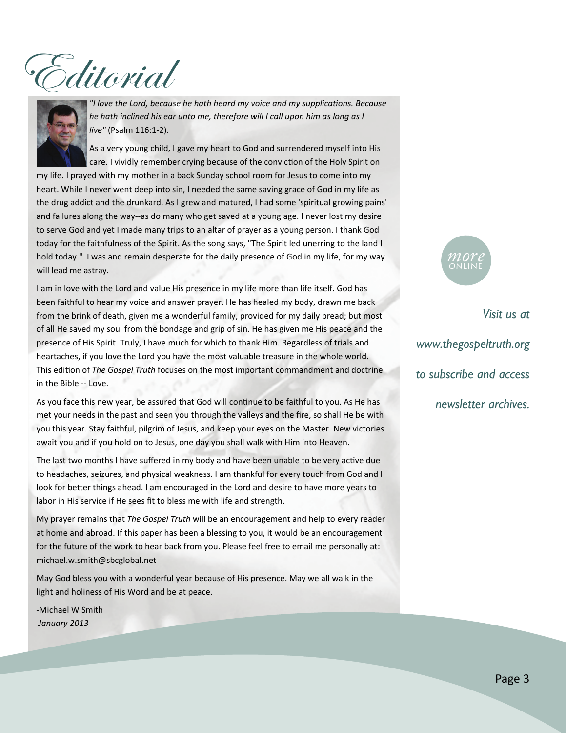# Editorial

*"I love the Lord, because he hath heard my voice and my supplications. Because he hath inclined his ear unto me, therefore will I call upon him as long as I live"* (Psalm 116:1-2).

As a very young child, I gave my heart to God and surrendered myself into His care. I vividly remember crying because of the conviction of the Holy Spirit on my life. I prayed with my mother in a back Sunday school room for Jesus to come into my heart. While I never went deep into sin, I needed the same saving grace of God in my life as the drug addict and the drunkard. As I grew and matured, I had some 'spiritual growing pains' and failures along the way--as do many who get saved at a young age. I never lost my desire to serve God and yet I made many trips to an altar of prayer as a young person. I thank God today for the faithfulness of the Spirit. As the song says, "The Spirit led unerring to the land I hold today." I was and remain desperate for the daily presence of God in my life, for my way will lead me astray.

I am in love with the Lord and value His presence in my life more than life itself. God has been faithful to hear my voice and answer prayer. He has healed my body, drawn me back from the brink of death, given me a wonderful family, provided for my daily bread; but most of all He saved my soul from the bondage and grip of sin. He has given me His peace and the presence of His Spirit. Truly, I have much for which to thank Him. Regardless of trials and heartaches, if you love the Lord you have the most valuable treasure in the whole world. This edition of *The Gospel Truth* focuses on the most important commandment and doctrine in the Bible -- Love.

As you face this new year, be assured that God will continue to be faithful to you. As He has met your needs in the past and seen you through the valleys and the fire, so shall He be with you this year. Stay faithful, pilgrim of Jesus, and keep your eyes on the Master. New victories await you and if you hold on to Jesus, one day you shall walk with Him into Heaven.

The last two months I have suffered in my body and have been unable to be very active due to headaches, seizures, and physical weakness. I am thankful for every touch from God and I look for better things ahead. I am encouraged in the Lord and desire to have more years to labor in His service if He sees fit to bless me with life and strength.

My prayer remains that *The Gospel Truth* will be an encouragement and help to every reader at home and abroad. If this paper has been a blessing to you, it would be an encouragement for the future of the work to hear back from you. Please feel free to email me personally at: michael.w.smith@sbcglobal.net

May God bless you with a wonderful year because of His presence. May we all walk in the light and holiness of His Word and be at peace.

-Michael W Smith
*January 2013*

*more* ONLINE

*Visit us at www.thegospeltruth.org to subscribe and access newsletter archives.*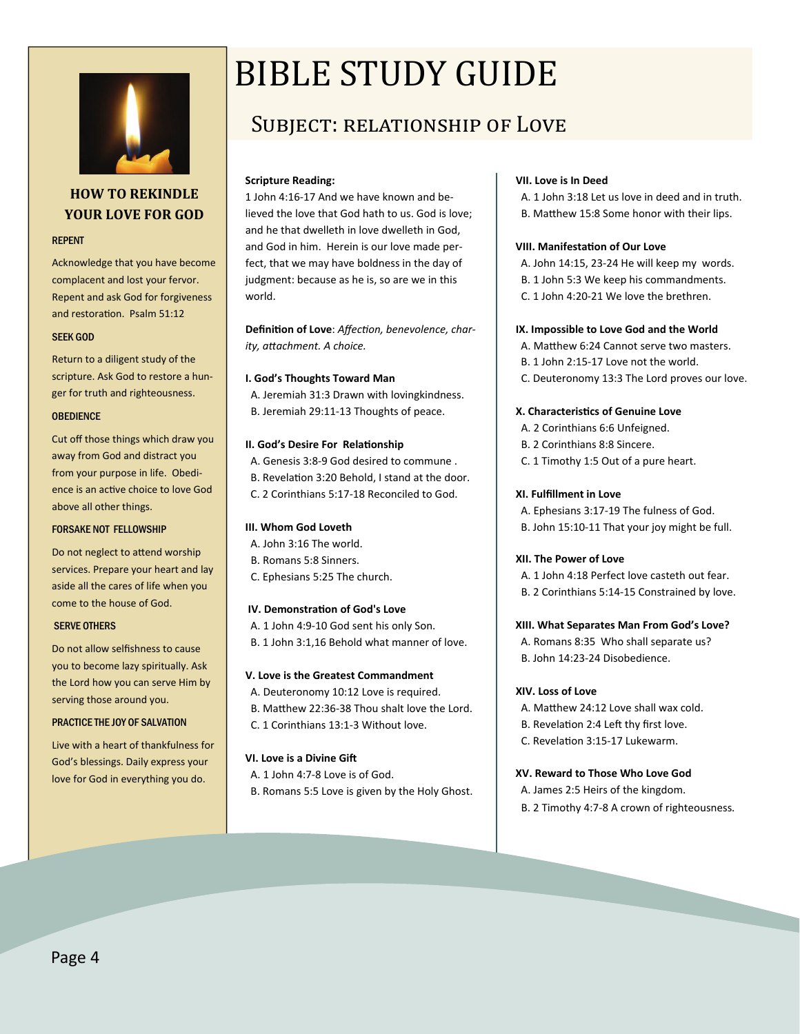# BIBLE STUDY GUIDE

## Subject: relationship of Love

**Scripture Reading:**

1 John 4:16-17 And we have known and believed the love that God hath to us. God is love; and he that dwelleth in love dwelleth in God, and God in him. Herein is our love made perfect, that we may have boldness in the day of judgment: because as he is, so are we in this world.

**Definition of Love**: *Affection, benevolence, charity, attachment. A choice.*

**I. God's Thoughts Toward Man**

A. Jeremiah 31:3 Drawn with lovingkindness.
B. Jeremiah 29:11-13 Thoughts of peace.

**II. God's Desire For Relationship**

A. Genesis 3:8-9 God desired to commune .
B. Revelation 3:20 Behold, I stand at the door.
C. 2 Corinthians 5:17-18 Reconciled to God.

**III. Whom God Loveth**

A. John 3:16 The world.
B. Romans 5:8 Sinners.
C. Ephesians 5:25 The church.

**IV. Demonstration of God's Love**

A. 1 John 4:9-10 God sent his only Son.
B. 1 John 3:1,16 Behold what manner of love.

**V. Love is the Greatest Commandment**

A. Deuteronomy 10:12 Love is required.
B. Matthew 22:36-38 Thou shalt love the Lord.
C. 1 Corinthians 13:1-3 Without love.

**VI. Love is a Divine Gift**

A. 1 John 4:7-8 Love is of God.
B. Romans 5:5 Love is given by the Holy Ghost.

**VII. Love is In Deed**

A. 1 John 3:18 Let us love in deed and in truth.
B. Matthew 15:8 Some honor with their lips.

**VIII. Manifestation of Our Love**

A. John 14:15, 23-24 He will keep my words.
B. 1 John 5:3 We keep his commandments.
C. 1 John 4:20-21 We love the brethren.

**IX. Impossible to Love God and the World**

A. Matthew 6:24 Cannot serve two masters.
B. 1 John 2:15-17 Love not the world.
C. Deuteronomy 13:3 The Lord proves our love.

**X. Characteristics of Genuine Love**

A. 2 Corinthians 6:6 Unfeigned.
B. 2 Corinthians 8:8 Sincere.
C. 1 Timothy 1:5 Out of a pure heart.

**XI. Fulfillment in Love**

A. Ephesians 3:17-19 The fulness of God.
B. John 15:10-11 That your joy might be full.

**XII. The Power of Love**

A. 1 John 4:18 Perfect love casteth out fear.
B. 2 Corinthians 5:14-15 Constrained by love.

**XIII. What Separates Man From God's Love?**

A. Romans 8:35 Who shall separate us?
B. John 14:23-24 Disobedience.

**XIV. Loss of Love**

A. Matthew 24:12 Love shall wax cold.
B. Revelation 2:4 Left thy first love.
C. Revelation 3:15-17 Lukewarm.

**XV. Reward to Those Who Love God**

A. James 2:5 Heirs of the kingdom.
B. 2 Timothy 4:7-8 A crown of righteousness.

## HOW TO REKINDLE YOUR LOVE FOR GOD

**REPENT**

Acknowledge that you have become complacent and lost your fervor. Repent and ask God for forgiveness and restoration. Psalm 51:12

**SEEK GOD**

Return to a diligent study of the scripture. Ask God to restore a hunger for truth and righteousness.

**OBEDIENCE**

Cut off those things which draw you away from God and distract you from your purpose in life. Obedience is an active choice to love God above all other things.

**FORSAKE NOT FELLOWSHIP**

Do not neglect to attend worship services. Prepare your heart and lay aside all the cares of life when you come to the house of God.

**SERVE OTHERS**

Do not allow selfishness to cause you to become lazy spiritually. Ask the Lord how you can serve Him by serving those around you.

**PRACTICE THE JOY OF SALVATION**

Live with a heart of thankfulness for God's blessings. Daily express your love for God in everything you do.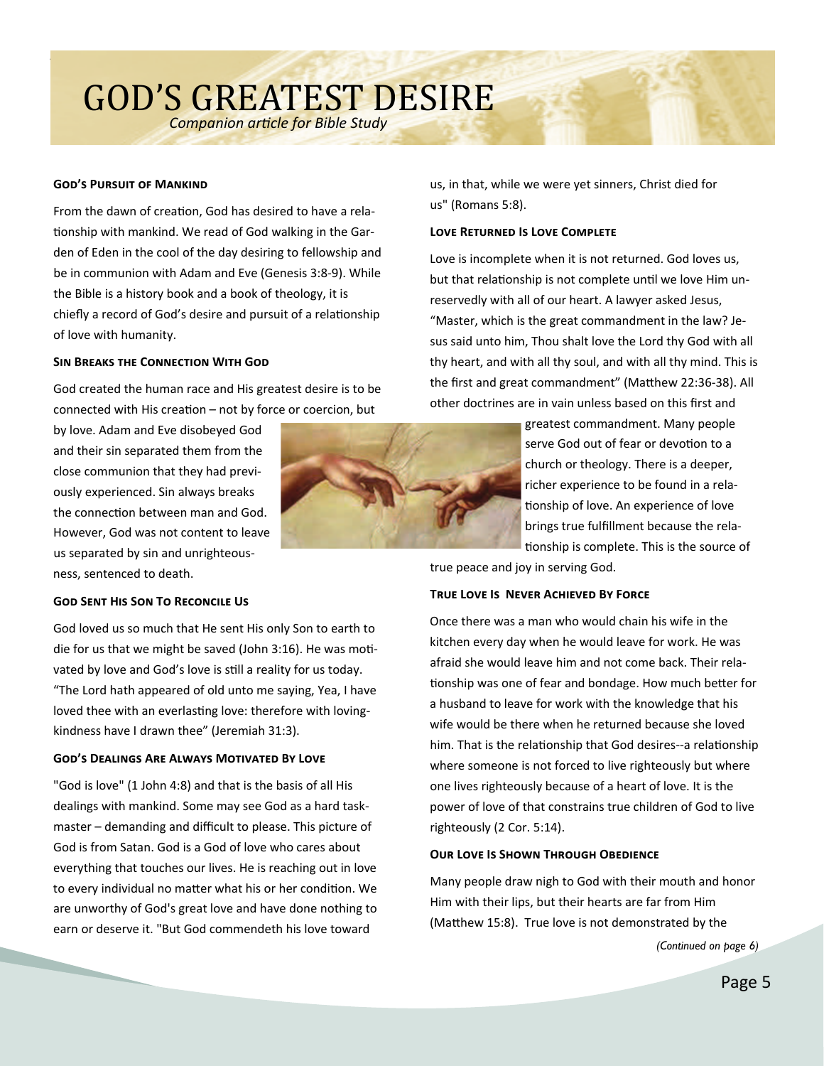# GOD'S GREATEST DESIRE

*Companion article for Bible Study*

### God's Pursuit of Mankind

From the dawn of creation, God has desired to have a relationship with mankind. We read of God walking in the Garden of Eden in the cool of the day desiring to fellowship and be in communion with Adam and Eve (Genesis 3:8-9). While the Bible is a history book and a book of theology, it is chiefly a record of God's desire and pursuit of a relationship of love with humanity.

### Sin Breaks the Connection With God

God created the human race and His greatest desire is to be connected with His creation – not by force or coercion, but by love. Adam and Eve disobeyed God and their sin separated them from the close communion that they had previously experienced. Sin always breaks the connection between man and God. However, God was not content to leave us separated by sin and unrighteousness, sentenced to death.

### God Sent His Son To Reconcile Us

God loved us so much that He sent His only Son to earth to die for us that we might be saved (John 3:16). He was motivated by love and God's love is still a reality for us today. "The Lord hath appeared of old unto me saying, Yea, I have loved thee with an everlasting love: therefore with lovingkindness have I drawn thee" (Jeremiah 31:3).

### God's Dealings Are Always Motivated By Love

"God is love" (1 John 4:8) and that is the basis of all His dealings with mankind. Some may see God as a hard taskmaster – demanding and difficult to please. This picture of God is from Satan. God is a God of love who cares about everything that touches our lives. He is reaching out in love to every individual no matter what his or her condition. We are unworthy of God's great love and have done nothing to earn or deserve it. "But God commendeth his love toward us, in that, while we were yet sinners, Christ died for us" (Romans 5:8).

### Love Returned Is Love Complete

Love is incomplete when it is not returned. God loves us, but that relationship is not complete until we love Him unreservedly with all of our heart. A lawyer asked Jesus, "Master, which is the great commandment in the law? Jesus said unto him, Thou shalt love the Lord thy God with all thy heart, and with all thy soul, and with all thy mind. This is the first and great commandment" (Matthew 22:36-38). All other doctrines are in vain unless based on this first and greatest commandment. Many people serve God out of fear or devotion to a church or theology. There is a deeper, richer experience to be found in a relationship of love. An experience of love brings true fulfillment because the relationship is complete. This is the source of true peace and joy in serving God.

### True Love Is Never Achieved By Force

Once there was a man who would chain his wife in the kitchen every day when he would leave for work. He was afraid she would leave him and not come back. Their relationship was one of fear and bondage. How much better for a husband to leave for work with the knowledge that his wife would be there when he returned because she loved him. That is the relationship that God desires--a relationship where someone is not forced to live righteously but where one lives righteously because of a heart of love. It is the power of love of that constrains true children of God to live righteously (2 Cor. 5:14).

### Our Love Is Shown Through Obedience

Many people draw nigh to God with their mouth and honor Him with their lips, but their hearts are far from Him (Matthew 15:8). True love is not demonstrated by the

*(Continued on page 6)*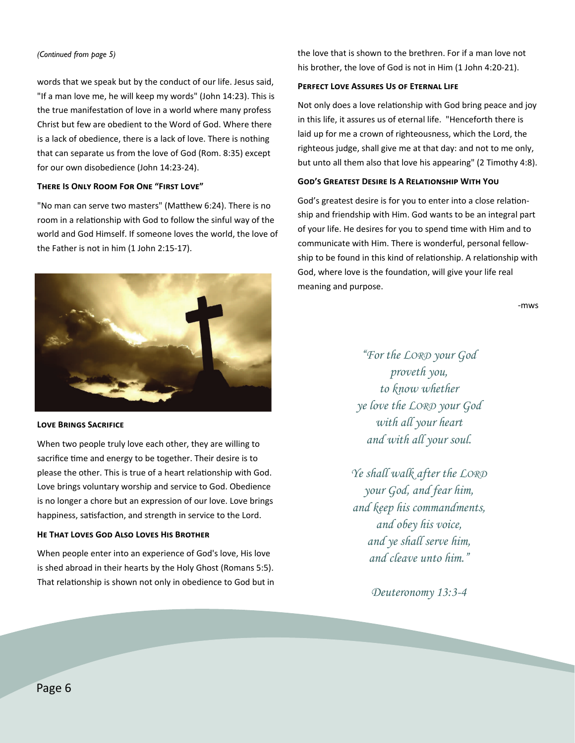*(Continued from page 5)*

words that we speak but by the conduct of our life. Jesus said, "If a man love me, he will keep my words" (John 14:23). This is the true manifestation of love in a world where many profess Christ but few are obedient to the Word of God. Where there is a lack of obedience, there is a lack of love. There is nothing that can separate us from the love of God (Rom. 8:35) except for our own disobedience (John 14:23-24).

### There Is Only Room For One "First Love"

"No man can serve two masters" (Matthew 6:24). There is no room in a relationship with God to follow the sinful way of the world and God Himself. If someone loves the world, the love of the Father is not in him (1 John 2:15-17).

### Love Brings Sacrifice

When two people truly love each other, they are willing to sacrifice time and energy to be together. Their desire is to please the other. This is true of a heart relationship with God. Love brings voluntary worship and service to God. Obedience is no longer a chore but an expression of our love. Love brings happiness, satisfaction, and strength in service to the Lord.

### He That Loves God Also Loves His Brother

When people enter into an experience of God's love, His love is shed abroad in their hearts by the Holy Ghost (Romans 5:5). That relationship is shown not only in obedience to God but in the love that is shown to the brethren. For if a man love not his brother, the love of God is not in Him (1 John 4:20-21).

### Perfect Love Assures Us of Eternal Life

Not only does a love relationship with God bring peace and joy in this life, it assures us of eternal life. "Henceforth there is laid up for me a crown of righteousness, which the Lord, the righteous judge, shall give me at that day: and not to me only, but unto all them also that love his appearing" (2 Timothy 4:8).

### God's Greatest Desire Is A Relationship With You

God's greatest desire is for you to enter into a close relationship and friendship with Him. God wants to be an integral part of your life. He desires for you to spend time with Him and to communicate with Him. There is wonderful, personal fellowship to be found in this kind of relationship. A relationship with God, where love is the foundation, will give your life real meaning and purpose.

-mws

*"For the LORD your God*
*proveth you,*
*to know whether*
*ye love the LORD your God*
*with all your heart*
*and with all your soul.*

*Ye shall walk after the LORD*
*your God, and fear him,*
*and keep his commandments,*
*and obey his voice,*
*and ye shall serve him,*
*and cleave unto him."*

*Deuteronomy 13:3-4*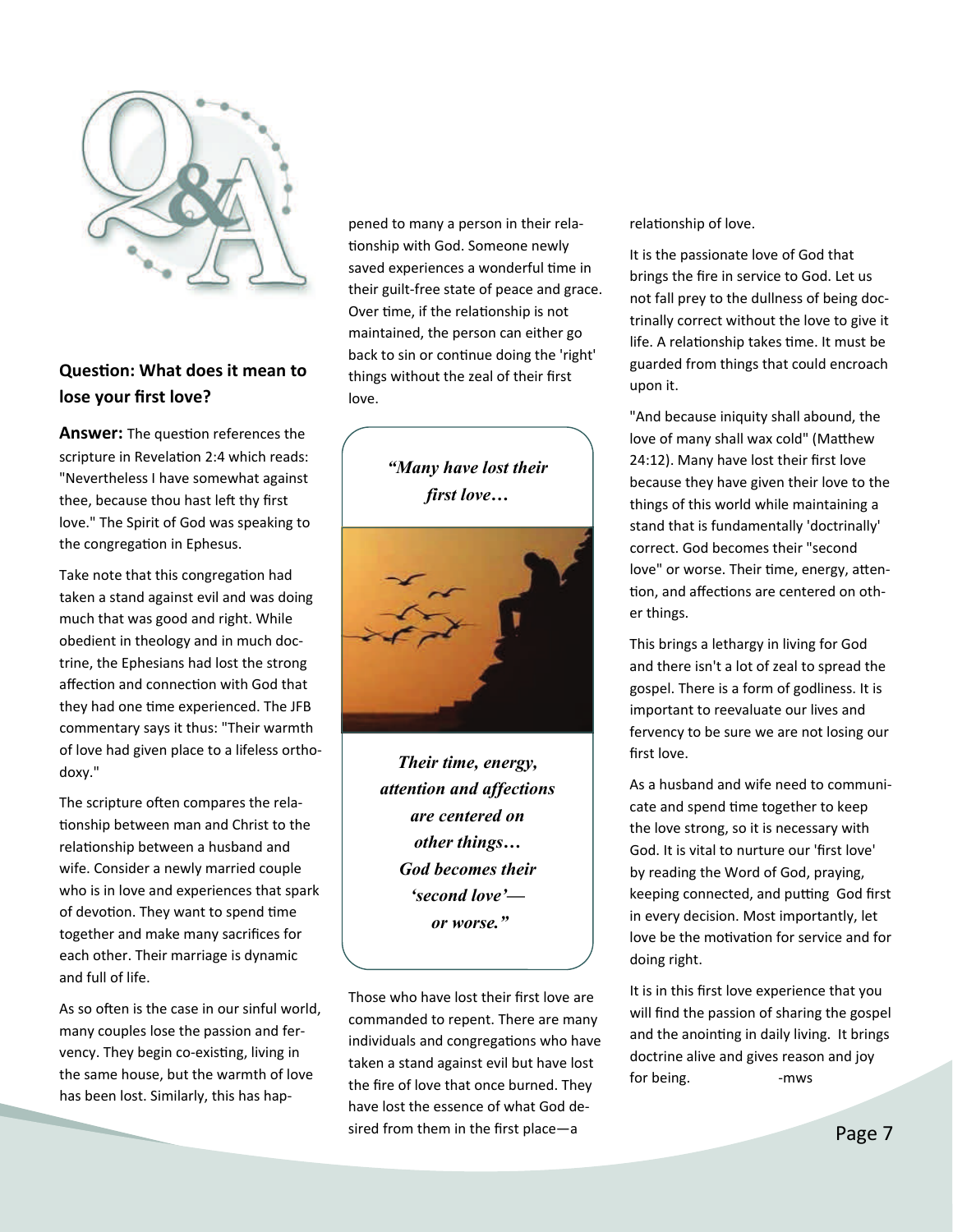## Question: What does it mean to lose your first love?

**Answer:** The question references the scripture in Revelation 2:4 which reads: "Nevertheless I have somewhat against thee, because thou hast left thy first love." The Spirit of God was speaking to the congregation in Ephesus.

Take note that this congregation had taken a stand against evil and was doing much that was good and right. While obedient in theology and in much doctrine, the Ephesians had lost the strong affection and connection with God that they had one time experienced. The JFB commentary says it thus: "Their warmth of love had given place to a lifeless orthodoxy."

The scripture often compares the relationship between man and Christ to the relationship between a husband and wife. Consider a newly married couple who is in love and experiences that spark of devotion. They want to spend time together and make many sacrifices for each other. Their marriage is dynamic and full of life.

As so often is the case in our sinful world, many couples lose the passion and fervency. They begin co-existing, living in the same house, but the warmth of love has been lost. Similarly, this has happened to many a person in their relationship with God. Someone newly saved experiences a wonderful time in their guilt-free state of peace and grace. Over time, if the relationship is not maintained, the person can either go back to sin or continue doing the 'right' things without the zeal of their first love.

> ***"Many have lost their first love…***
>
> ***Their time, energy, attention and affections are centered on other things… God becomes their 'second love'— or worse."***

Those who have lost their first love are commanded to repent. There are many individuals and congregations who have taken a stand against evil but have lost the fire of love that once burned. They have lost the essence of what God desired from them in the first place—a relationship of love.

It is the passionate love of God that brings the fire in service to God. Let us not fall prey to the dullness of being doctrinally correct without the love to give it life. A relationship takes time. It must be guarded from things that could encroach upon it.

"And because iniquity shall abound, the love of many shall wax cold" (Matthew 24:12). Many have lost their first love because they have given their love to the things of this world while maintaining a stand that is fundamentally 'doctrinally' correct. God becomes their "second love" or worse. Their time, energy, attention, and affections are centered on other things.

This brings a lethargy in living for God and there isn't a lot of zeal to spread the gospel. There is a form of godliness. It is important to reevaluate our lives and fervency to be sure we are not losing our first love.

As a husband and wife need to communicate and spend time together to keep the love strong, so it is necessary with God. It is vital to nurture our 'first love' by reading the Word of God, praying, keeping connected, and putting God first in every decision. Most importantly, let love be the motivation for service and for doing right.

It is in this first love experience that you will find the passion of sharing the gospel and the anointing in daily living. It brings doctrine alive and gives reason and joy for being. -mws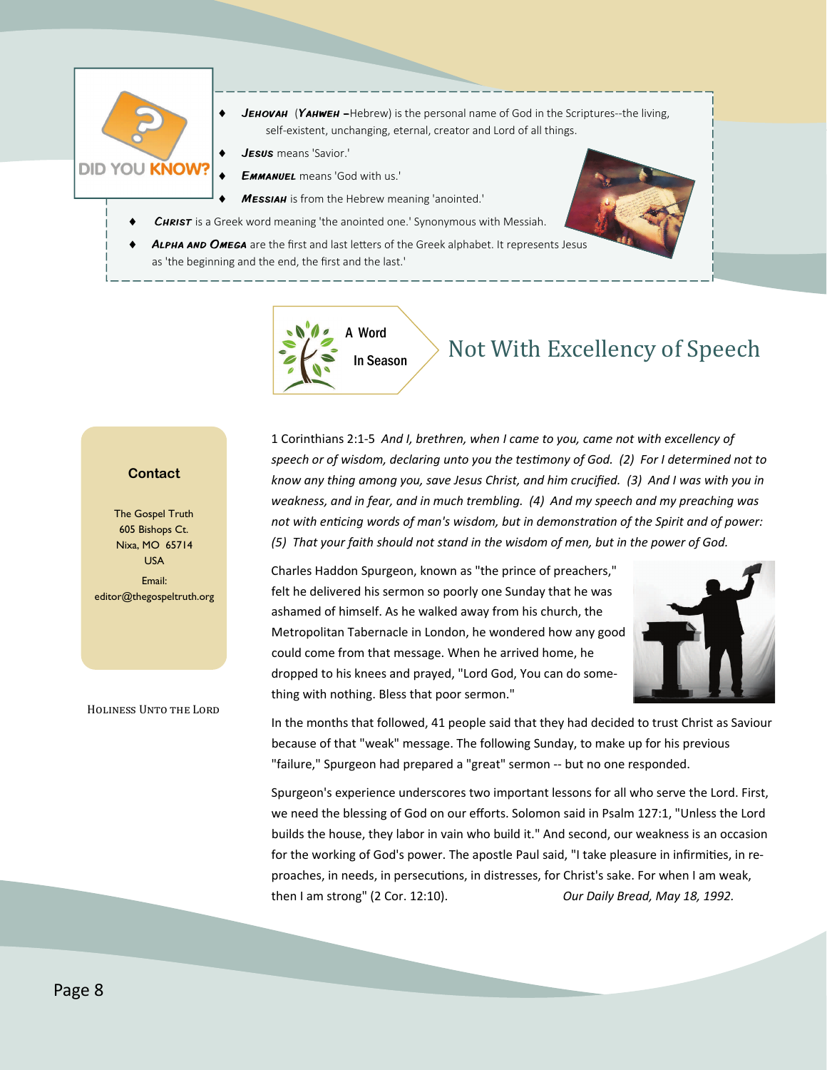## DID YOU KNOW?

- ***Jehovah*** (***Yahweh*** –Hebrew) is the personal name of God in the Scriptures--the living, self-existent, unchanging, eternal, creator and Lord of all things.
- ***Jesus*** means 'Savior.'
- ***Emmanuel*** means 'God with us.'
- ***Messiah*** is from the Hebrew meaning 'anointed.'
- ***Christ*** is a Greek word meaning 'the anointed one.' Synonymous with Messiah.
- ***Alpha and Omega*** are the first and last letters of the Greek alphabet. It represents Jesus as 'the beginning and the end, the first and the last.'

A Word In Season

# Not With Excellency of Speech

1 Corinthians 2:1-5 *And I, brethren, when I came to you, came not with excellency of speech or of wisdom, declaring unto you the testimony of God. (2) For I determined not to know any thing among you, save Jesus Christ, and him crucified. (3) And I was with you in weakness, and in fear, and in much trembling. (4) And my speech and my preaching was not with enticing words of man's wisdom, but in demonstration of the Spirit and of power: (5) That your faith should not stand in the wisdom of men, but in the power of God.*

Charles Haddon Spurgeon, known as "the prince of preachers," felt he delivered his sermon so poorly one Sunday that he was ashamed of himself. As he walked away from his church, the Metropolitan Tabernacle in London, he wondered how any good could come from that message. When he arrived home, he dropped to his knees and prayed, "Lord God, You can do something with nothing. Bless that poor sermon."

In the months that followed, 41 people said that they had decided to trust Christ as Saviour because of that "weak" message. The following Sunday, to make up for his previous "failure," Spurgeon had prepared a "great" sermon -- but no one responded.

Spurgeon's experience underscores two important lessons for all who serve the Lord. First, we need the blessing of God on our efforts. Solomon said in Psalm 127:1, "Unless the Lord builds the house, they labor in vain who build it." And second, our weakness is an occasion for the working of God's power. The apostle Paul said, "I take pleasure in infirmities, in reproaches, in needs, in persecutions, in distresses, for Christ's sake. For when I am weak, then I am strong" (2 Cor. 12:10). *Our Daily Bread, May 18, 1992.*

**Contact**

The Gospel Truth
605 Bishops Ct.
Nixa, MO 65714
USA

Email:
editor@thegospeltruth.org

Holiness Unto the Lord